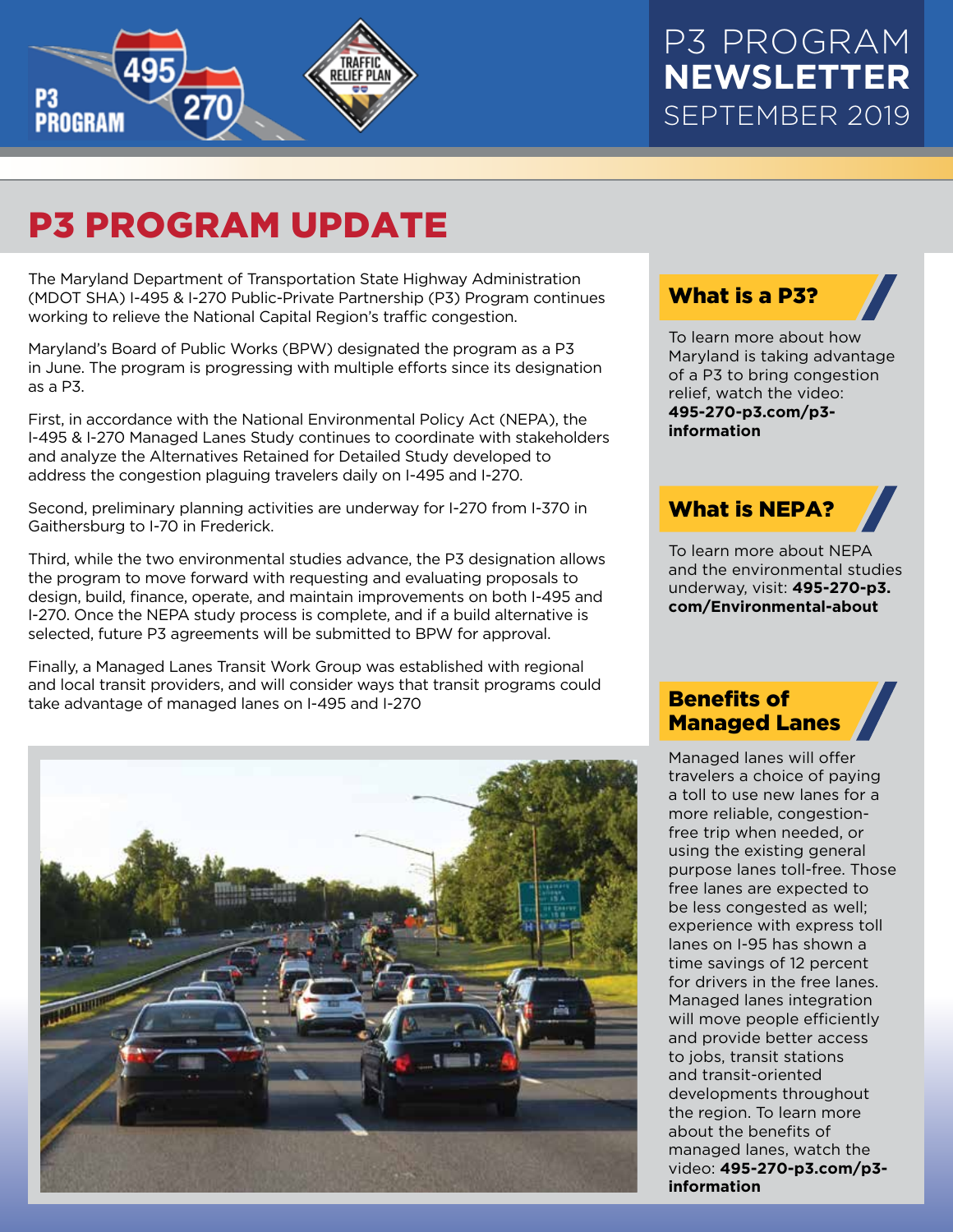# P3 PROGRAM NEWSLETTER SEPTEMBER 2019

## P3 PROGRAM UPDATE

The Maryland Department of Transportation State Highway Administration (MDOT SHA) I-495 & I-270 Public-Private Partnership (P3) Program continues working to relieve the National Capital Region's traffic congestion.

Maryland's Board of Public Works (BPW) designated the program as a P3 in June. The program is progressing with multiple efforts since its designation as a P3.

First, in accordance with the National Environmental Policy Act (NEPA), the I-495 & I-270 Managed Lanes Study continues to coordinate with stakeholders and analyze the Alternatives Retained for Detailed Study developed to address the congestion plaguing travelers daily on I-495 and I-270.

Second, preliminary planning activities are underway for I-270 from I-370 in Gaithersburg to I-70 in Frederick.

Third, while the two environmental studies advance, the P3 designation allows the program to move forward with requesting and evaluating proposals to design, build, finance, operate, and maintain improvements on both I-495 and I-270. Once the NEPA study process is complete, and if a build alternative is selected, future P3 agreements will be submitted to BPW for approval.

Finally, a Managed Lanes Transit Work Group was established with regional and local transit providers, and will consider ways that transit programs could take advantage of managed lanes on I-495 and I-270

### What is a P3?

To learn more about how Maryland is taking advantage of a P3 to bring congestion relief, watch the video: **495-270-p3.com/p3-information**

### What is NEPA?

To learn more about NEPA and the environmental studies underway, visit: **495-270-p3.com/Environmental-about**

### Benefits of Managed Lanes

Managed lanes will offer travelers a choice of paying a toll to use new lanes for a more reliable, congestion-free trip when needed, or using the existing general purpose lanes toll-free. Those free lanes are expected to be less congested as well; experience with express toll lanes on I-95 has shown a time savings of 12 percent for drivers in the free lanes. Managed lanes integration will move people efficiently and provide better access to jobs, transit stations and transit-oriented developments throughout the region. To learn more about the benefits of managed lanes, watch the video: **495-270-p3.com/p3-information**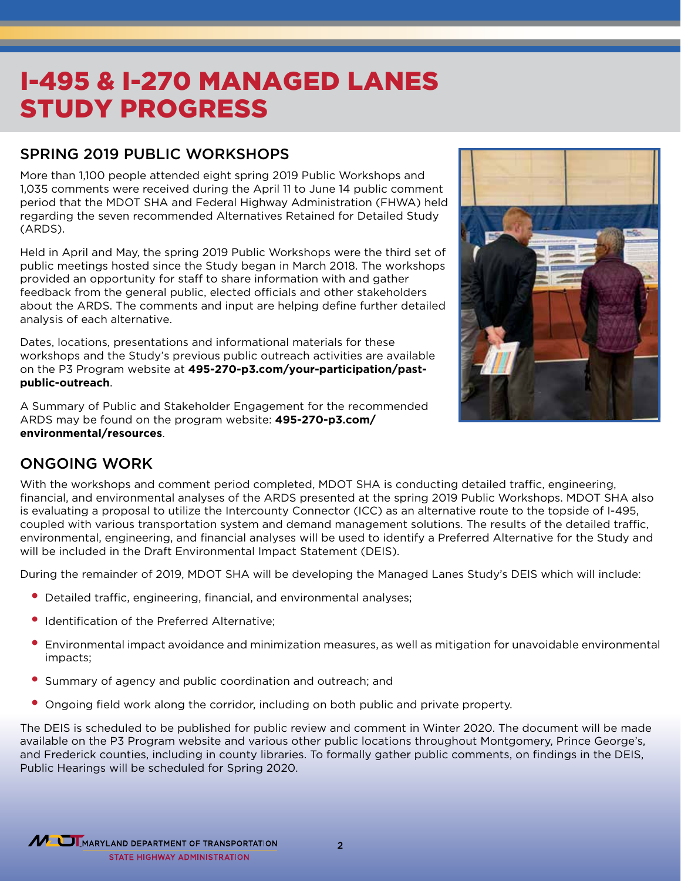# I-495 & I-270 MANAGED LANES STUDY PROGRESS

## SPRING 2019 PUBLIC WORKSHOPS

More than 1,100 people attended eight spring 2019 Public Workshops and 1,035 comments were received during the April 11 to June 14 public comment period that the MDOT SHA and Federal Highway Administration (FHWA) held regarding the seven recommended Alternatives Retained for Detailed Study (ARDS).

Held in April and May, the spring 2019 Public Workshops were the third set of public meetings hosted since the Study began in March 2018. The workshops provided an opportunity for staff to share information with and gather feedback from the general public, elected officials and other stakeholders about the ARDS. The comments and input are helping define further detailed analysis of each alternative.

Dates, locations, presentations and informational materials for these workshops and the Study's previous public outreach activities are available on the P3 Program website at **495-270-p3.com/your-participation/past-public-outreach**.

A Summary of Public and Stakeholder Engagement for the recommended ARDS may be found on the program website: **495-270-p3.com/environmental/resources**.

## ONGOING WORK

With the workshops and comment period completed, MDOT SHA is conducting detailed traffic, engineering, financial, and environmental analyses of the ARDS presented at the spring 2019 Public Workshops. MDOT SHA also is evaluating a proposal to utilize the Intercounty Connector (ICC) as an alternative route to the topside of I-495, coupled with various transportation system and demand management solutions. The results of the detailed traffic, environmental, engineering, and financial analyses will be used to identify a Preferred Alternative for the Study and will be included in the Draft Environmental Impact Statement (DEIS).

During the remainder of 2019, MDOT SHA will be developing the Managed Lanes Study's DEIS which will include:

- Detailed traffic, engineering, financial, and environmental analyses;
- Identification of the Preferred Alternative;
- Environmental impact avoidance and minimization measures, as well as mitigation for unavoidable environmental impacts;
- Summary of agency and public coordination and outreach; and
- Ongoing field work along the corridor, including on both public and private property.

The DEIS is scheduled to be published for public review and comment in Winter 2020. The document will be made available on the P3 Program website and various other public locations throughout Montgomery, Prince George's, and Frederick counties, including in county libraries. To formally gather public comments, on findings in the DEIS, Public Hearings will be scheduled for Spring 2020.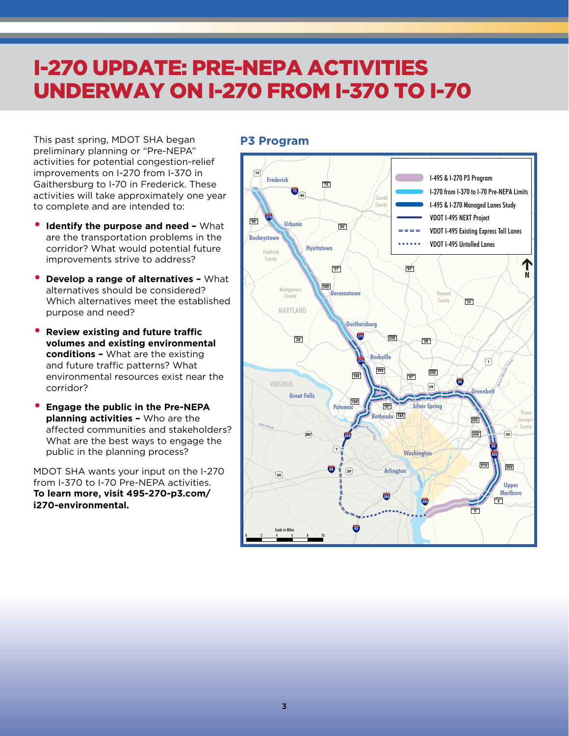# I-270 UPDATE: PRE-NEPA ACTIVITIES UNDERWAY ON I-270 FROM I-370 TO I-70

This past spring, MDOT SHA began preliminary planning or "Pre-NEPA" activities for potential congestion-relief improvements on I-270 from I-370 in Gaithersburg to I-70 in Frederick. These activities will take approximately one year to complete and are intended to:

- **Identify the purpose and need –** What are the transportation problems in the corridor? What would potential future improvements strive to address?
- **Develop a range of alternatives –** What alternatives should be considered? Which alternatives meet the established purpose and need?
- **Review existing and future traffic volumes and existing environmental conditions –** What are the existing and future traffic patterns? What environmental resources exist near the corridor?
- **Engage the public in the Pre-NEPA planning activities –** Who are the affected communities and stakeholders? What are the best ways to engage the public in the planning process?

MDOT SHA wants your input on the I-270 from I-370 to I-70 Pre-NEPA activities. **To learn more, visit 495-270-p3.com/i270-environmental.**

## P3 Program

- I-495 & I-270 P3 Program
- I-270 from I-370 to I-70 Pre-NEPA Limits
- I-495 & I-270 Managed Lanes Study
- VDOT I-495 NEXT Project
- VDOT I-495 Existing Express Toll Lanes
- VDOT I-495 Untolled Lanes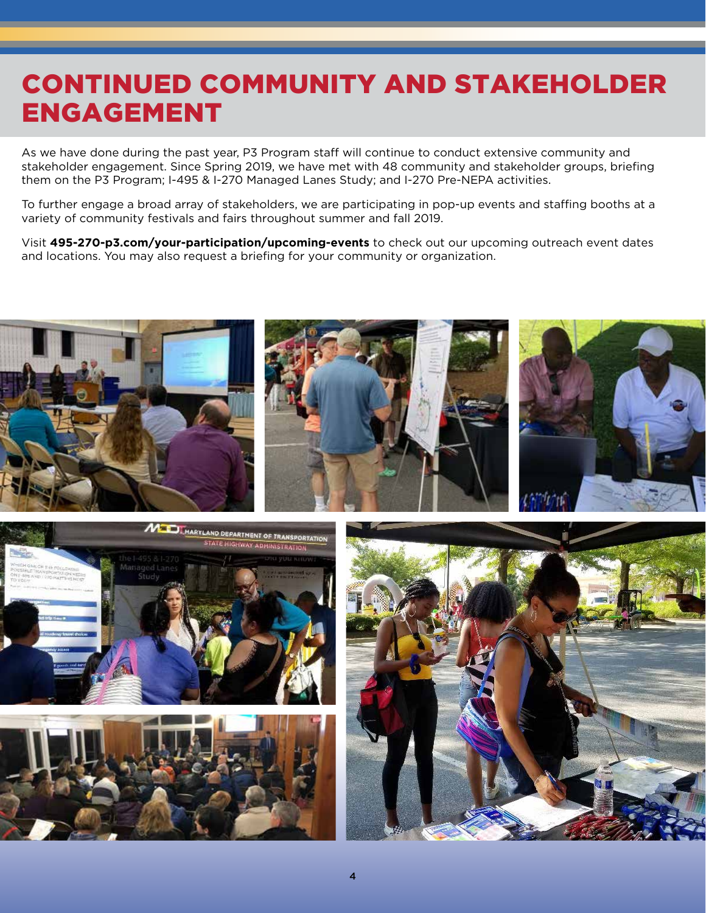# CONTINUED COMMUNITY AND STAKEHOLDER ENGAGEMENT

As we have done during the past year, P3 Program staff will continue to conduct extensive community and stakeholder engagement. Since Spring 2019, we have met with 48 community and stakeholder groups, briefing them on the P3 Program; I-495 & I-270 Managed Lanes Study; and I-270 Pre-NEPA activities.

To further engage a broad array of stakeholders, we are participating in pop-up events and staffing booths at a variety of community festivals and fairs throughout summer and fall 2019.

Visit **495-270-p3.com/your-participation/upcoming-events** to check out our upcoming outreach event dates and locations. You may also request a briefing for your community or organization.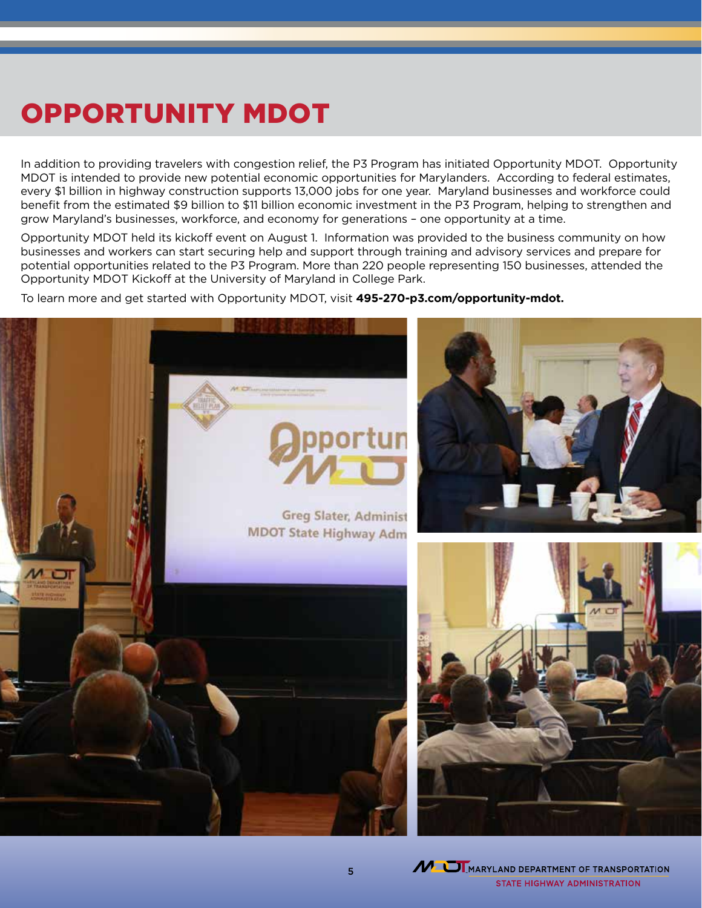# OPPORTUNITY MDOT

In addition to providing travelers with congestion relief, the P3 Program has initiated Opportunity MDOT. Opportunity MDOT is intended to provide new potential economic opportunities for Marylanders. According to federal estimates, every $1 billion in highway construction supports 13,000 jobs for one year. Maryland businesses and workforce could benefit from the estimated $9 billion to $11 billion economic investment in the P3 Program, helping to strengthen and grow Maryland's businesses, workforce, and economy for generations – one opportunity at a time.

Opportunity MDOT held its kickoff event on August 1. Information was provided to the business community on how businesses and workers can start securing help and support through training and advisory services and prepare for potential opportunities related to the P3 Program. More than 220 people representing 150 businesses, attended the Opportunity MDOT Kickoff at the University of Maryland in College Park.

To learn more and get started with Opportunity MDOT, visit **495-270-p3.com/opportunity-mdot.**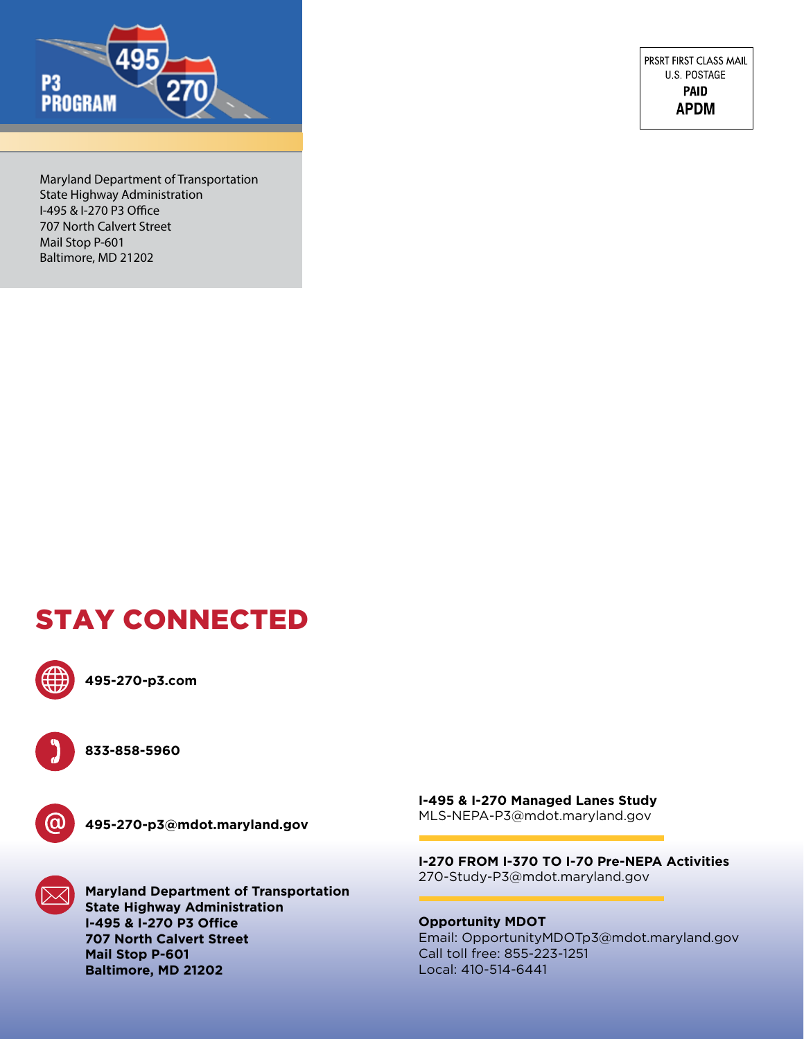495 270 P3 PROGRAM

Maryland Department of Transportation
State Highway Administration
I-495 & I-270 P3 Office
707 North Calvert Street
Mail Stop P-601
Baltimore, MD 21202

PRSRT FIRST CLASS MAIL
U.S. POSTAGE
PAID
APDM

## STAY CONNECTED

**495-270-p3.com**

**833-858-5960**

**495-270-p3@mdot.maryland.gov**

**Maryland Department of Transportation**
**State Highway Administration**
**I-495 & I-270 P3 Office**
**707 North Calvert Street**
**Mail Stop P-601**
**Baltimore, MD 21202**

**I-495 & I-270 Managed Lanes Study**
MLS-NEPA-P3@mdot.maryland.gov

**I-270 FROM I-370 TO I-70 Pre-NEPA Activities**
270-Study-P3@mdot.maryland.gov

**Opportunity MDOT**
Email: OpportunityMDOTp3@mdot.maryland.gov
Call toll free: 855-223-1251
Local: 410-514-6441